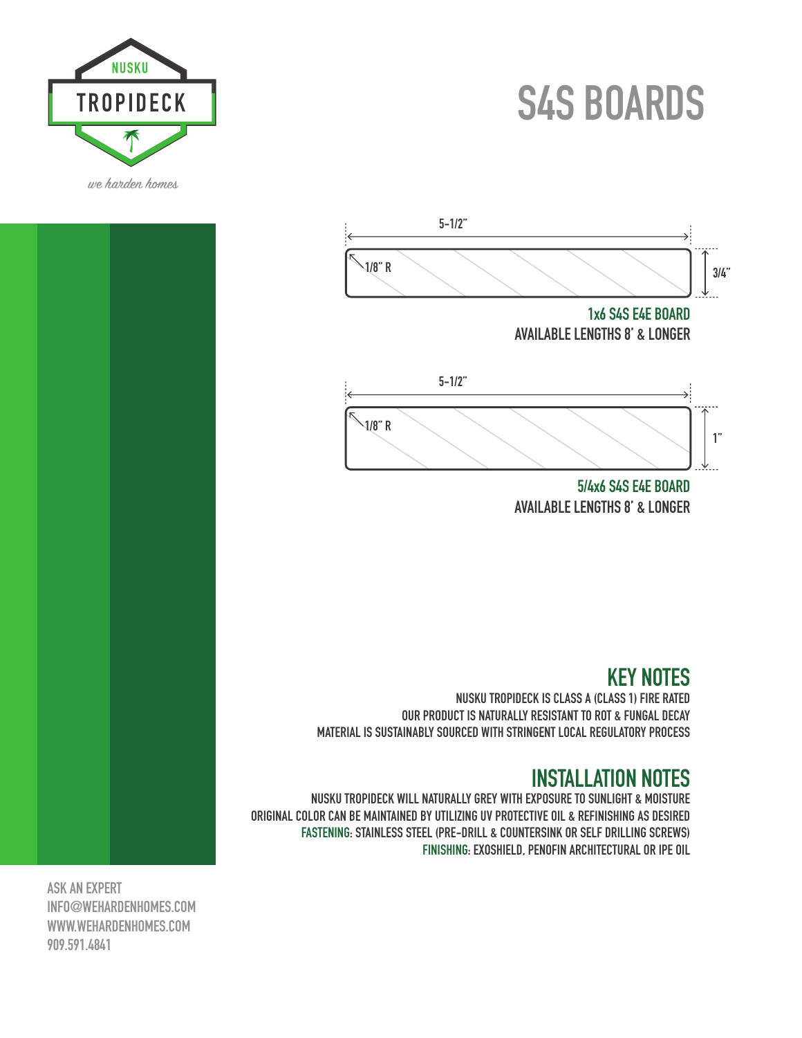NUSKU

TROPIDECK

*we harden homes*

# S4S BOARDS

5-1/2"

1/8" R

3/4"

**1x6 S4S E4E BOARD**

AVAILABLE LENGTHS 8' & LONGER

5-1/2"

1/8" R

1"

**5/4x6 S4S E4E BOARD**

AVAILABLE LENGTHS 8' & LONGER

## KEY NOTES

NUSKU TROPIDECK IS CLASS A (CLASS 1) FIRE RATED

OUR PRODUCT IS NATURALLY RESISTANT TO ROT & FUNGAL DECAY

MATERIAL IS SUSTAINABLY SOURCED WITH STRINGENT LOCAL REGULATORY PROCESS

## INSTALLATION NOTES

NUSKU TROPIDECK WILL NATURALLY GREY WITH EXPOSURE TO SUNLIGHT & MOISTURE

ORIGINAL COLOR CAN BE MAINTAINED BY UTILIZING UV PROTECTIVE OIL & REFINISHING AS DESIRED

**FASTENING:** STAINLESS STEEL (PRE-DRILL & COUNTERSINK OR SELF DRILLING SCREWS)

**FINISHING:** EXOSHIELD, PENOFIN ARCHITECTURAL OR IPE OIL

ASK AN EXPERT

INFO@WEHARDENHOMES.COM

WWW.WEHARDENHOMES.COM

909.591.4841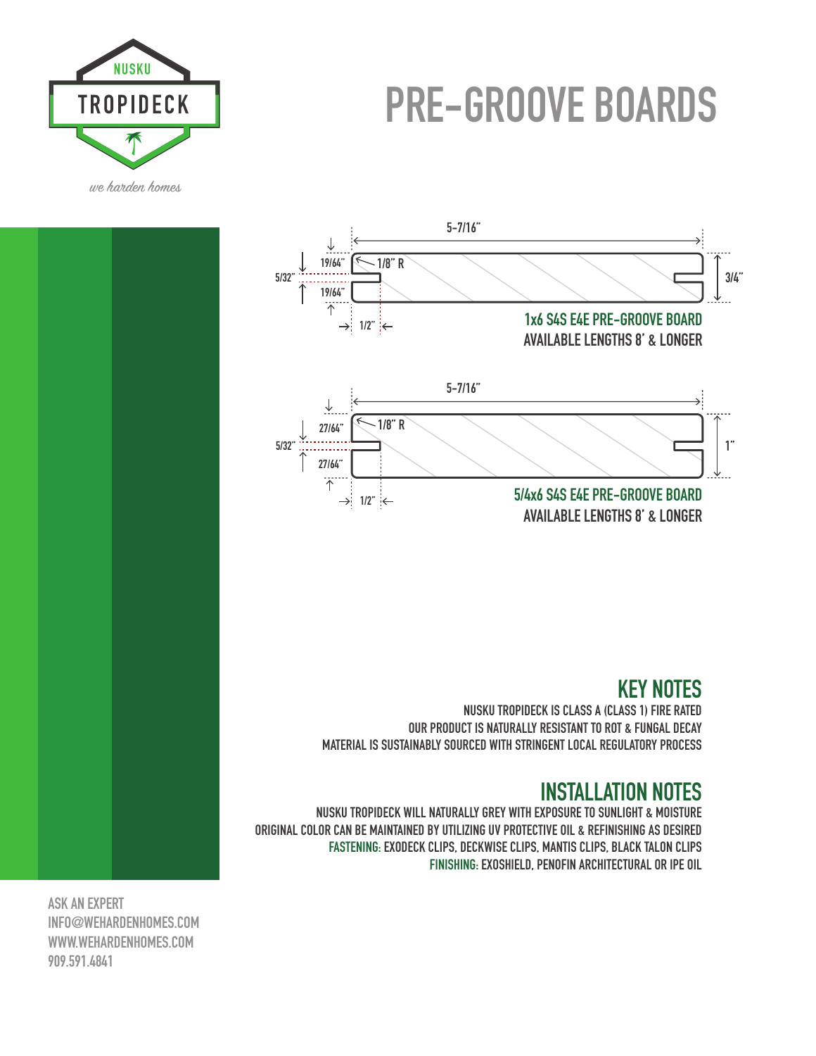NUSKU

TROPIDECK

we harden homes

# PRE-GROOVE BOARDS

5-7/16"

19/64"

1/8" R

5/32"

19/64"

3/4"

1/2"

**1x6 S4S E4E PRE-GROOVE BOARD**

**AVAILABLE LENGTHS 8' & LONGER**

5-7/16"

27/64"

1/8" R

5/32"

27/64"

1"

1/2"

**5/4x6 S4S E4E PRE-GROOVE BOARD**

**AVAILABLE LENGTHS 8' & LONGER**

## KEY NOTES

NUSKU TROPIDECK IS CLASS A (CLASS 1) FIRE RATED

OUR PRODUCT IS NATURALLY RESISTANT TO ROT & FUNGAL DECAY

MATERIAL IS SUSTAINABLY SOURCED WITH STRINGENT LOCAL REGULATORY PROCESS

## INSTALLATION NOTES

NUSKU TROPIDECK WILL NATURALLY GREY WITH EXPOSURE TO SUNLIGHT & MOISTURE

ORIGINAL COLOR CAN BE MAINTAINED BY UTILIZING UV PROTECTIVE OIL & REFINISHING AS DESIRED

**FASTENING:** EXODECK CLIPS, DECKWISE CLIPS, MANTIS CLIPS, BLACK TALON CLIPS

**FINISHING:** EXOSHIELD, PENOFIN ARCHITECTURAL OR IPE OIL

ASK AN EXPERT

INFO@WEHARDENHOMES.COM

WWW.WEHARDENHOMES.COM

909.591.4841